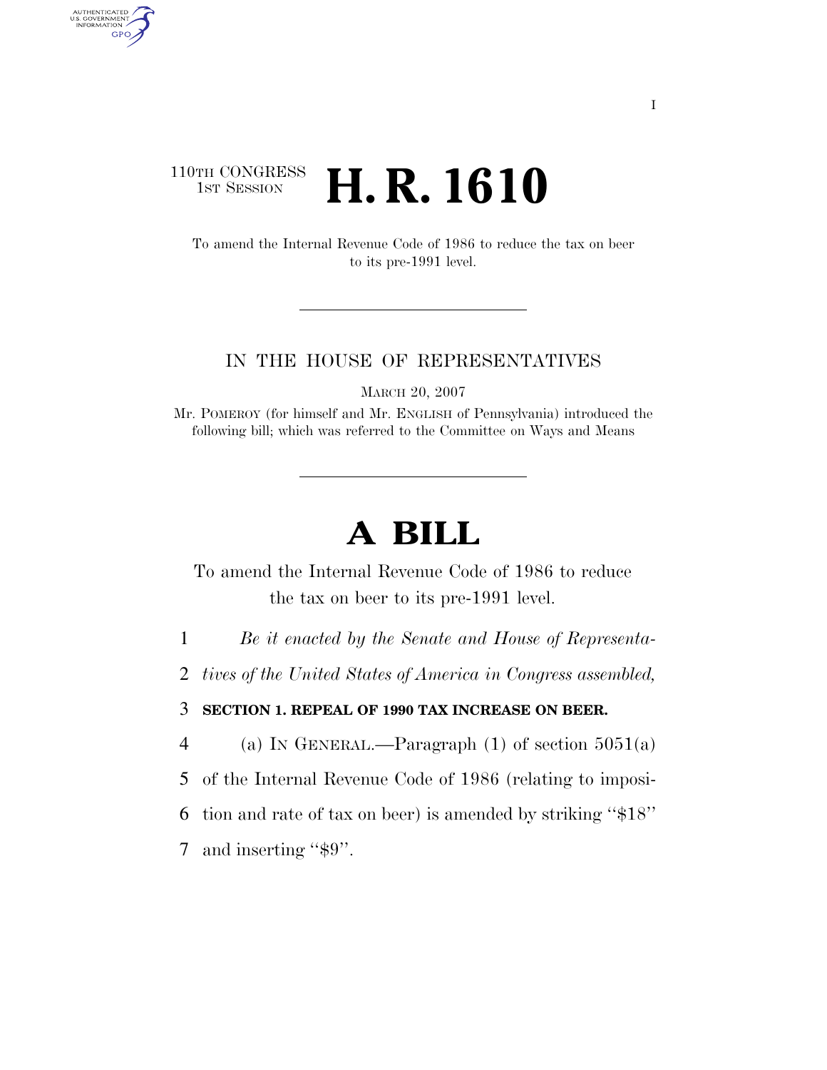110TH CONGRESS
1ST SESSION

# H. R. 1610

To amend the Internal Revenue Code of 1986 to reduce the tax on beer to its pre-1991 level.

---

IN THE HOUSE OF REPRESENTATIVES

MARCH 20, 2007

Mr. POMEROY (for himself and Mr. ENGLISH of Pennsylvania) introduced the following bill; which was referred to the Committee on Ways and Means

---

# A BILL

To amend the Internal Revenue Code of 1986 to reduce the tax on beer to its pre-1991 level.

1 *Be it enacted by the Senate and House of Representa-*
2 *tives of the United States of America in Congress assembled,*

3 **SECTION 1. REPEAL OF 1990 TAX INCREASE ON BEER.**

4 (a) IN GENERAL.—Paragraph (1) of section 5051(a)
5 of the Internal Revenue Code of 1986 (relating to imposi-
6 tion and rate of tax on beer) is amended by striking "$18"
7 and inserting "$9".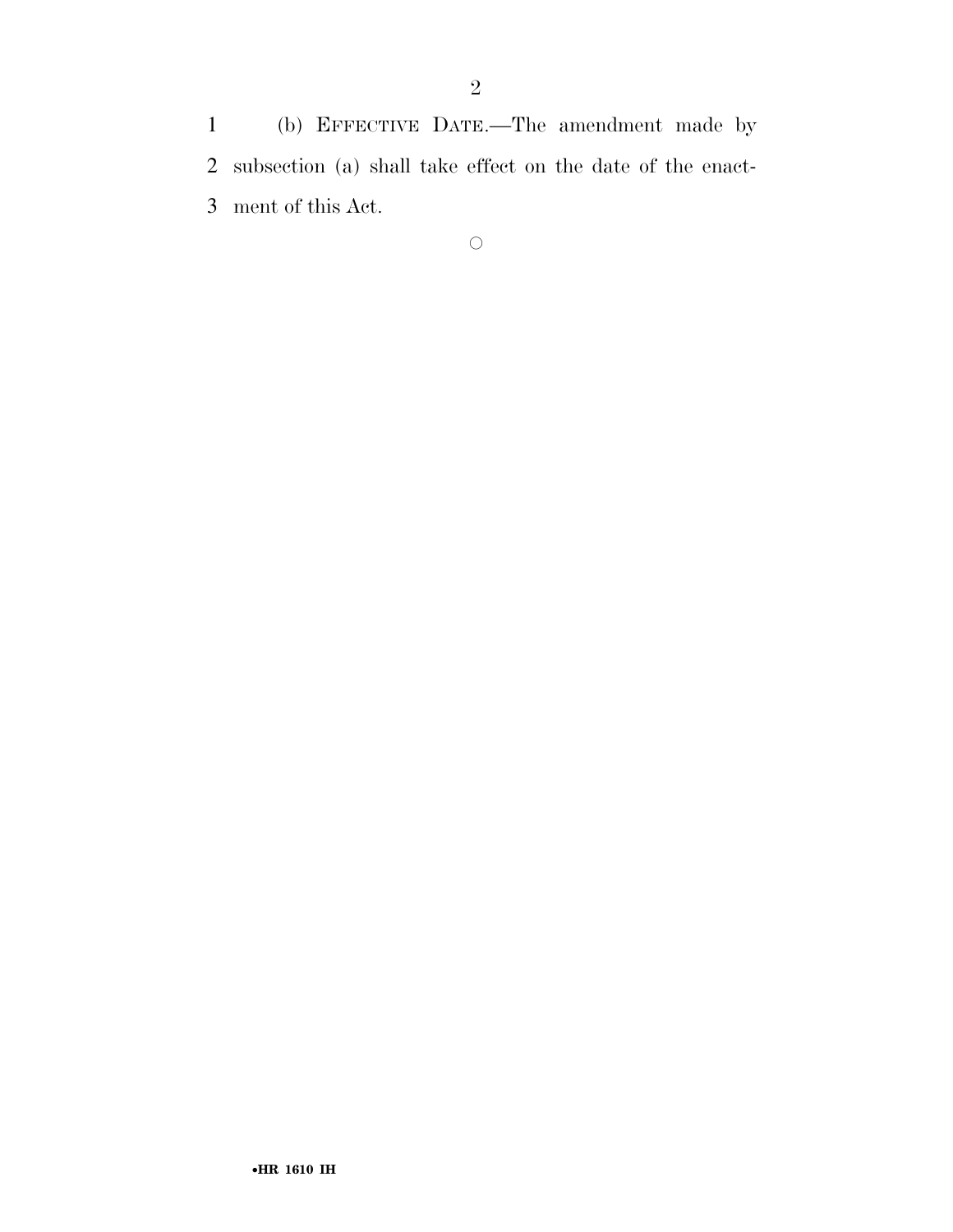(b) EFFECTIVE DATE.—The amendment made by subsection (a) shall take effect on the date of the enactment of this Act.

○